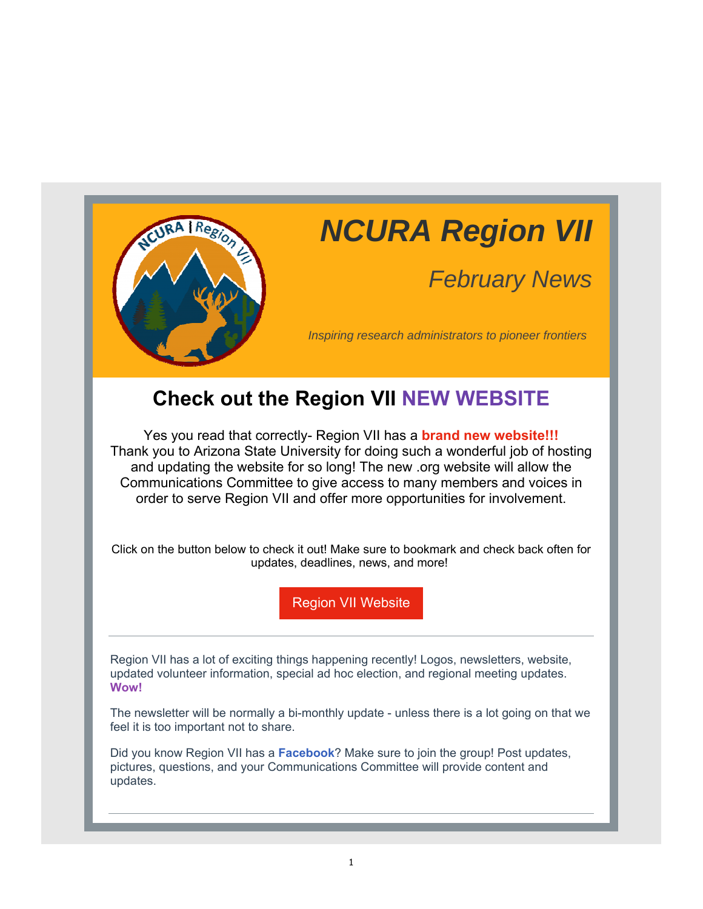// NCURA Region VII

# NCURA Region VII

## *February News*

*Inspiring research administrators to pioneer frontiers*

## Check out the Region VII NEW WEBSITE

Yes you read that correctly- Region VII has a **brand new website!!!** Thank you to Arizona State University for doing such a wonderful job of hosting and updating the website for so long! The new .org website will allow the Communications Committee to give access to many members and voices in order to serve Region VII and offer more opportunities for involvement.

Click on the button below to check it out! Make sure to bookmark and check back often for updates, deadlines, news, and more!

Region VII Website

---

Region VII has a lot of exciting things happening recently! Logos, newsletters, website, updated volunteer information, special ad hoc election, and regional meeting updates. **Wow!**

The newsletter will be normally a bi-monthly update - unless there is a lot going on that we feel it is too important not to share.

Did you know Region VII has a **Facebook**? Make sure to join the group! Post updates, pictures, questions, and your Communications Committee will provide content and updates.

---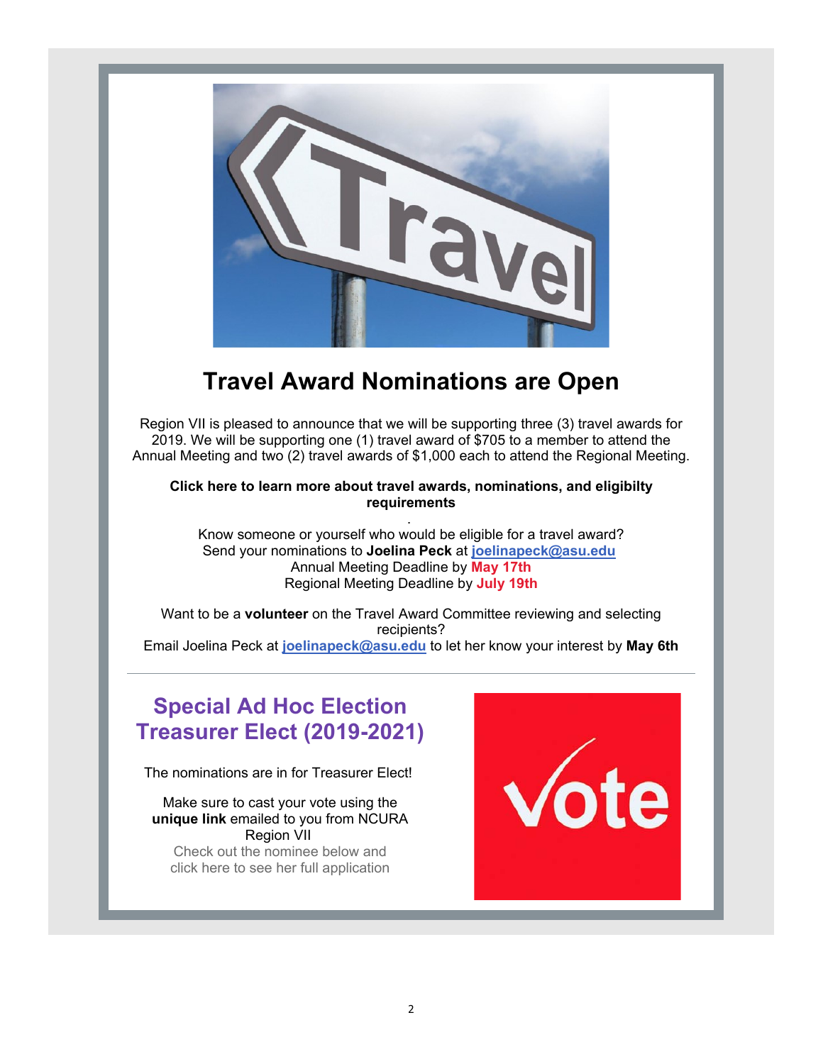## Travel Award Nominations are Open

Region VII is pleased to announce that we will be supporting three (3) travel awards for 2019. We will be supporting one (1) travel award of $705 to a member to attend the Annual Meeting and two (2) travel awards of $1,000 each to attend the Regional Meeting.

**Click here to learn more about travel awards, nominations, and eligibilty requirements**

.

Know someone or yourself who would be eligible for a travel award?
Send your nominations to **Joelina Peck** at **joelinapeck@asu.edu**
Annual Meeting Deadline by **May 17th**
Regional Meeting Deadline by **July 19th**

Want to be a **volunteer** on the Travel Award Committee reviewing and selecting recipients?
Email Joelina Peck at **joelinapeck@asu.edu** to let her know your interest by **May 6th**

---

## Special Ad Hoc Election Treasurer Elect (2019-2021)

The nominations are in for Treasurer Elect!

Make sure to cast your vote using the **unique link** emailed to you from NCURA Region VII

Check out the nominee below and click here to see her full application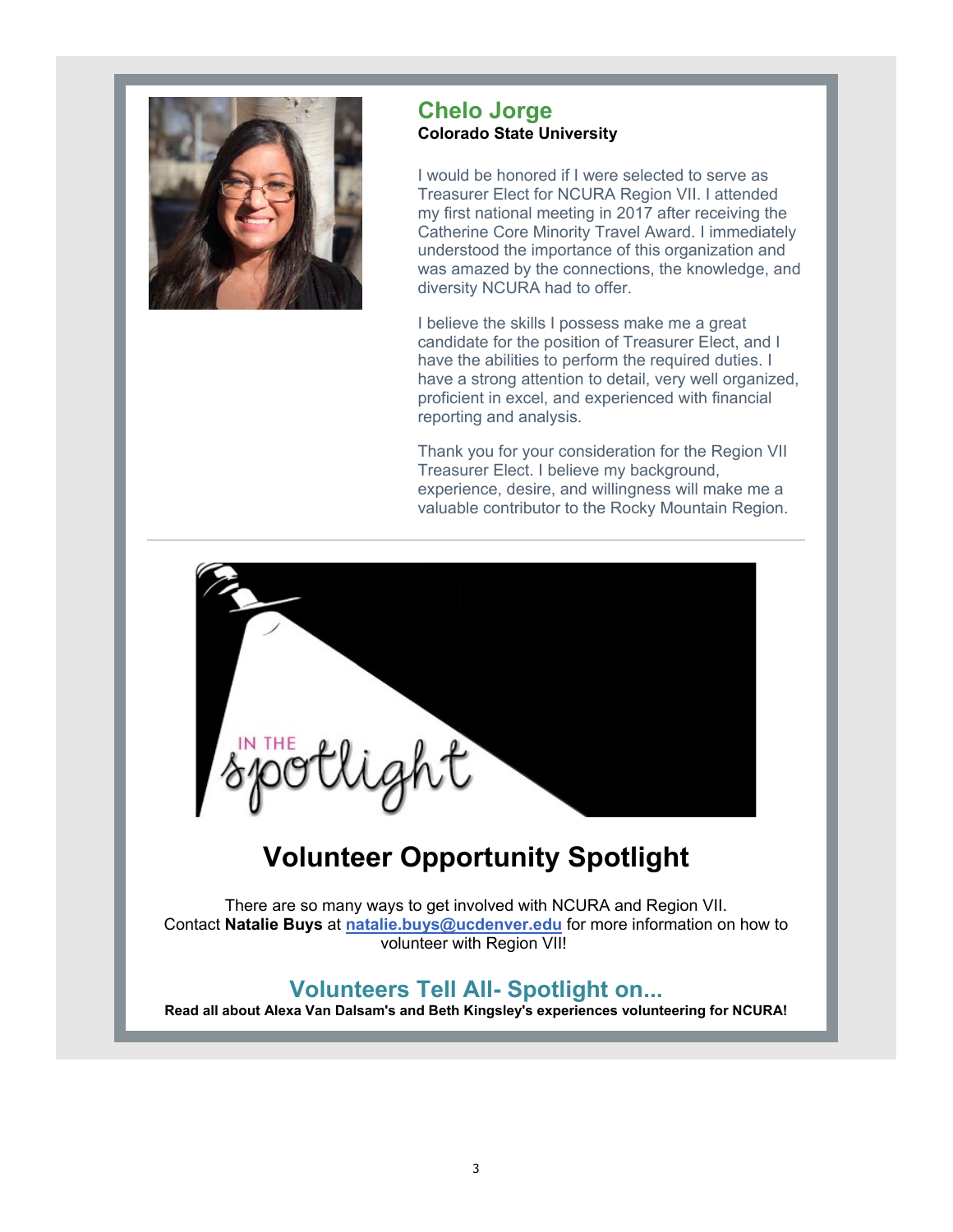## Chelo Jorge

**Colorado State University**

I would be honored if I were selected to serve as Treasurer Elect for NCURA Region VII. I attended my first national meeting in 2017 after receiving the Catherine Core Minority Travel Award. I immediately understood the importance of this organization and was amazed by the connections, the knowledge, and diversity NCURA had to offer.

I believe the skills I possess make me a great candidate for the position of Treasurer Elect, and I have the abilities to perform the required duties. I have a strong attention to detail, very well organized, proficient in excel, and experienced with financial reporting and analysis.

Thank you for your consideration for the Region VII Treasurer Elect. I believe my background, experience, desire, and willingness will make me a valuable contributor to the Rocky Mountain Region.

---

IN THE spotlight

# Volunteer Opportunity Spotlight

There are so many ways to get involved with NCURA and Region VII. Contact **Natalie Buys** at [natalie.buys@ucdenver.edu](mailto:natalie.buys@ucdenver.edu) for more information on how to volunteer with Region VII!

## Volunteers Tell All- Spotlight on...

**Read all about Alexa Van Dalsam's and Beth Kingsley's experiences volunteering for NCURA!**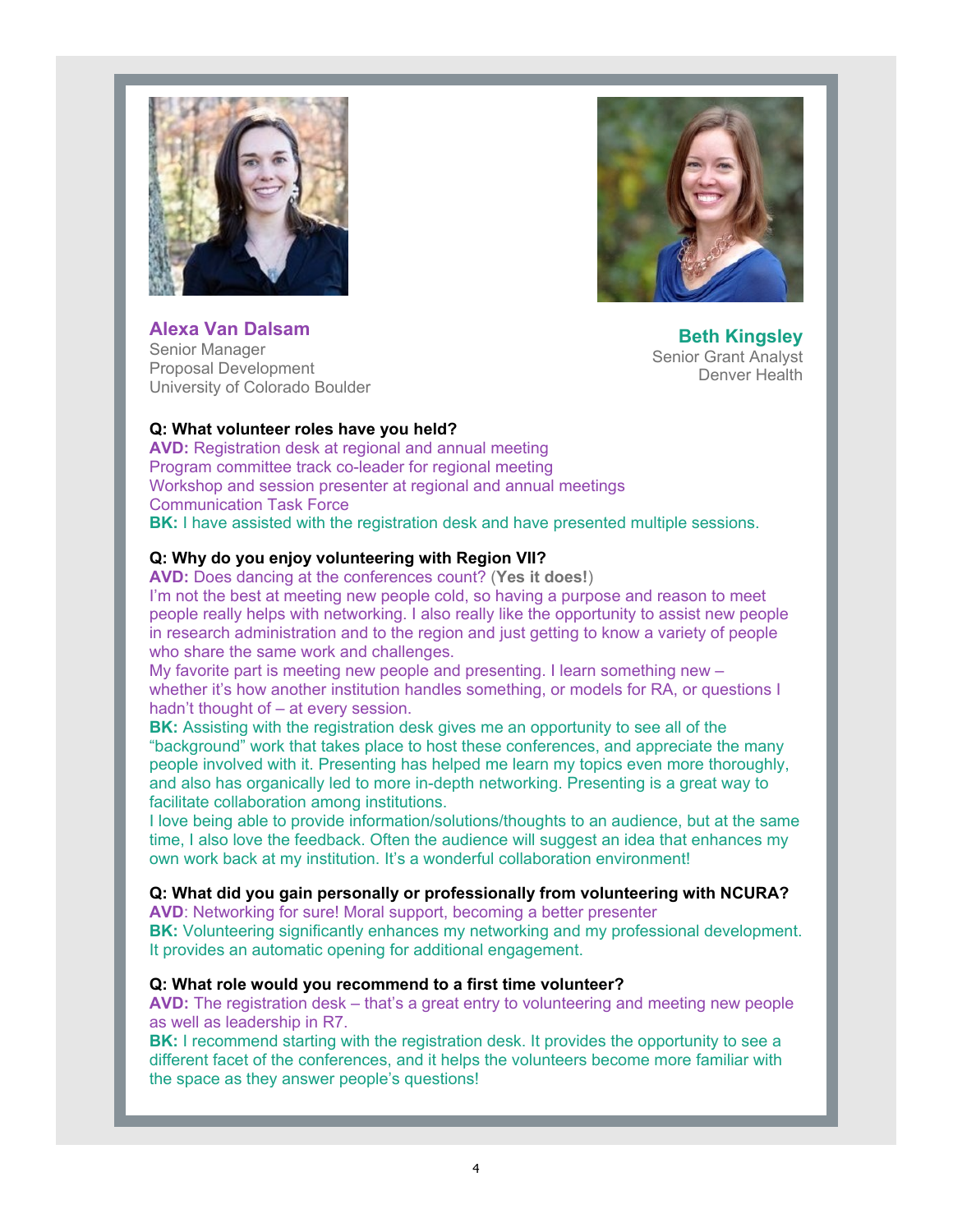**Alexa Van Dalsam**
Senior Manager
Proposal Development
University of Colorado Boulder

**Beth Kingsley**
Senior Grant Analyst
Denver Health

**Q: What volunteer roles have you held?**

**AVD:** Registration desk at regional and annual meeting
Program committee track co-leader for regional meeting
Workshop and session presenter at regional and annual meetings
Communication Task Force

**BK:** I have assisted with the registration desk and have presented multiple sessions.

**Q: Why do you enjoy volunteering with Region VII?**

**AVD:** Does dancing at the conferences count? (**Yes it does!**)
I'm not the best at meeting new people cold, so having a purpose and reason to meet people really helps with networking. I also really like the opportunity to assist new people in research administration and to the region and just getting to know a variety of people who share the same work and challenges.
My favorite part is meeting new people and presenting. I learn something new – whether it's how another institution handles something, or models for RA, or questions I hadn't thought of – at every session.

**BK:** Assisting with the registration desk gives me an opportunity to see all of the "background" work that takes place to host these conferences, and appreciate the many people involved with it. Presenting has helped me learn my topics even more thoroughly, and also has organically led to more in-depth networking. Presenting is a great way to facilitate collaboration among institutions.
I love being able to provide information/solutions/thoughts to an audience, but at the same time, I also love the feedback. Often the audience will suggest an idea that enhances my own work back at my institution. It's a wonderful collaboration environment!

**Q: What did you gain personally or professionally from volunteering with NCURA?**

**AVD**: Networking for sure! Moral support, becoming a better presenter

**BK:** Volunteering significantly enhances my networking and my professional development. It provides an automatic opening for additional engagement.

**Q: What role would you recommend to a first time volunteer?**

**AVD:** The registration desk – that's a great entry to volunteering and meeting new people as well as leadership in R7.

**BK:** I recommend starting with the registration desk. It provides the opportunity to see a different facet of the conferences, and it helps the volunteers become more familiar with the space as they answer people's questions!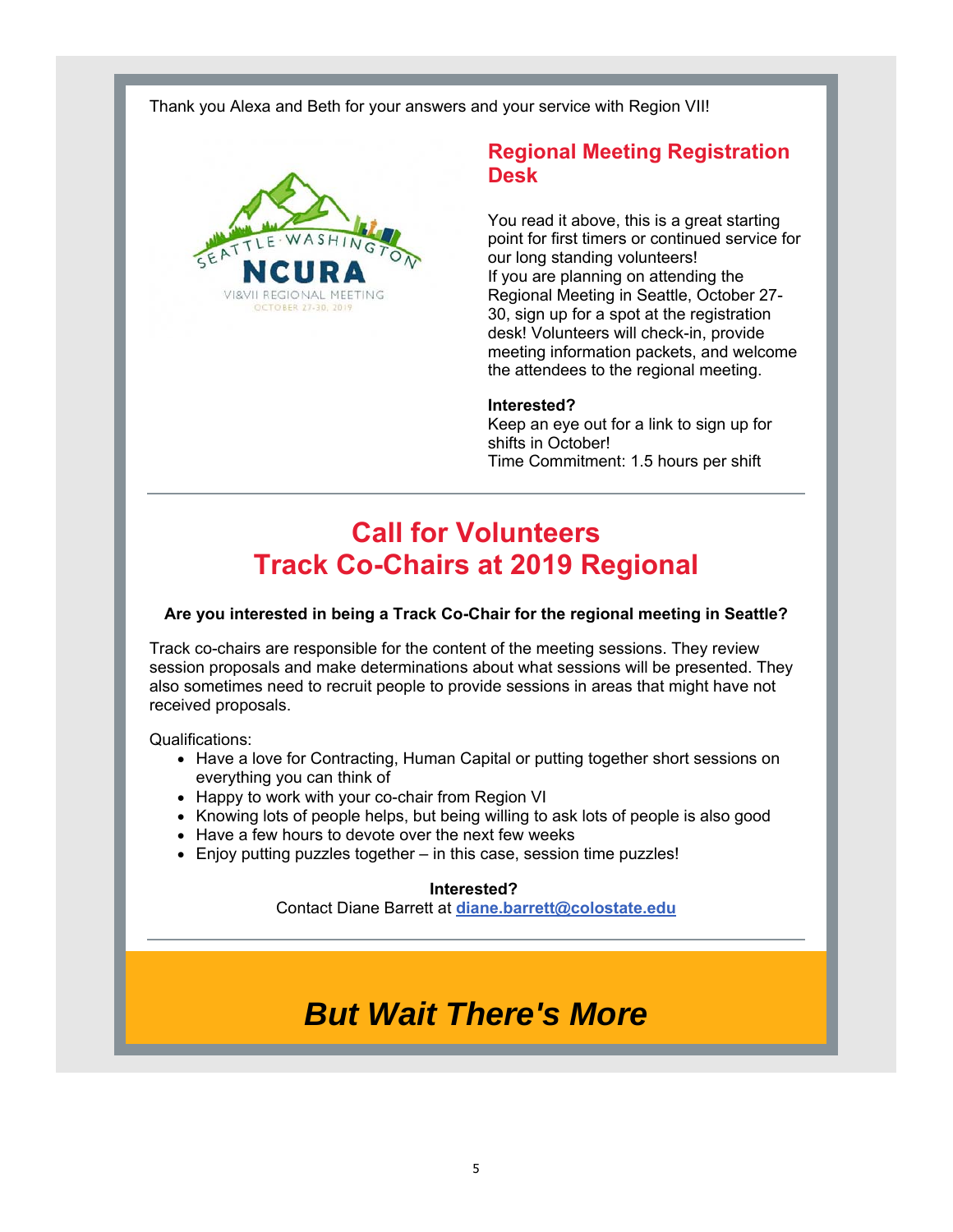Thank you Alexa and Beth for your answers and your service with Region VII!

## Regional Meeting Registration Desk

You read it above, this is a great starting point for first timers or continued service for our long standing volunteers!
If you are planning on attending the Regional Meeting in Seattle, October 27-30, sign up for a spot at the registration desk! Volunteers will check-in, provide meeting information packets, and welcome the attendees to the regional meeting.

**Interested?**
Keep an eye out for a link to sign up for shifts in October!
Time Commitment: 1.5 hours per shift

---

## Call for Volunteers
## Track Co-Chairs at 2019 Regional

**Are you interested in being a Track Co-Chair for the regional meeting in Seattle?**

Track co-chairs are responsible for the content of the meeting sessions. They review session proposals and make determinations about what sessions will be presented. They also sometimes need to recruit people to provide sessions in areas that might have not received proposals.

Qualifications:

- Have a love for Contracting, Human Capital or putting together short sessions on everything you can think of
- Happy to work with your co-chair from Region VI
- Knowing lots of people helps, but being willing to ask lots of people is also good
- Have a few hours to devote over the next few weeks
- Enjoy putting puzzles together – in this case, session time puzzles!

**Interested?**
Contact Diane Barrett at diane.barrett@colostate.edu

---

## *But Wait There's More*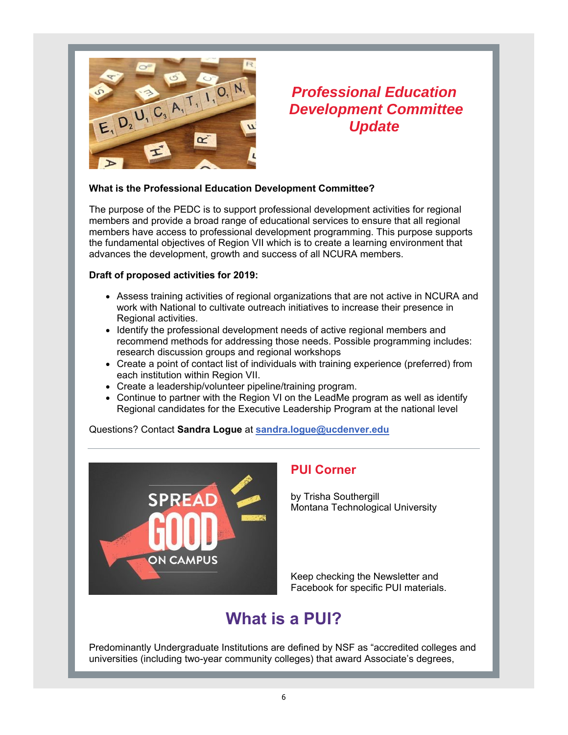## *Professional Education Development Committee Update*

**What is the Professional Education Development Committee?**

The purpose of the PEDC is to support professional development activities for regional members and provide a broad range of educational services to ensure that all regional members have access to professional development programming. This purpose supports the fundamental objectives of Region VII which is to create a learning environment that advances the development, growth and success of all NCURA members.

**Draft of proposed activities for 2019:**

- Assess training activities of regional organizations that are not active in NCURA and work with National to cultivate outreach initiatives to increase their presence in Regional activities.
- Identify the professional development needs of active regional members and recommend methods for addressing those needs. Possible programming includes: research discussion groups and regional workshops
- Create a point of contact list of individuals with training experience (preferred) from each institution within Region VII.
- Create a leadership/volunteer pipeline/training program.
- Continue to partner with the Region VI on the LeadMe program as well as identify Regional candidates for the Executive Leadership Program at the national level

Questions? Contact **Sandra Logue** at **sandra.logue@ucdenver.edu**

---

## PUI Corner

by Trisha Southergill
Montana Technological University

Keep checking the Newsletter and Facebook for specific PUI materials.

# What is a PUI?

Predominantly Undergraduate Institutions are defined by NSF as "accredited colleges and universities (including two-year community colleges) that award Associate's degrees,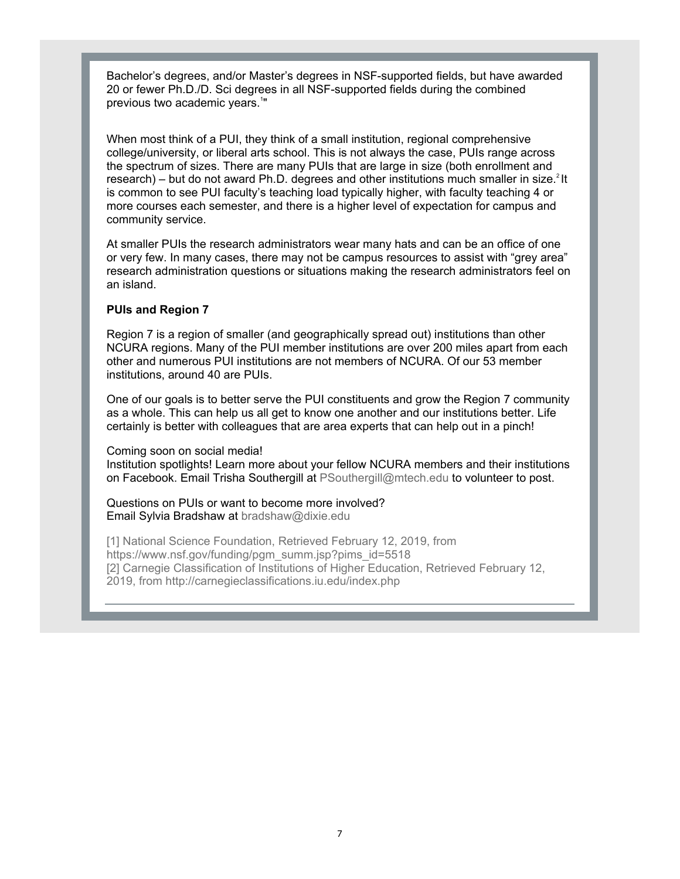Bachelor's degrees, and/or Master's degrees in NSF-supported fields, but have awarded 20 or fewer Ph.D./D. Sci degrees in all NSF-supported fields during the combined previous two academic years.[1]"

When most think of a PUI, they think of a small institution, regional comprehensive college/university, or liberal arts school. This is not always the case, PUIs range across the spectrum of sizes. There are many PUIs that are large in size (both enrollment and research) – but do not award Ph.D. degrees and other institutions much smaller in size.[2] It is common to see PUI faculty's teaching load typically higher, with faculty teaching 4 or more courses each semester, and there is a higher level of expectation for campus and community service.

At smaller PUIs the research administrators wear many hats and can be an office of one or very few. In many cases, there may not be campus resources to assist with "grey area" research administration questions or situations making the research administrators feel on an island.

**PUIs and Region 7**

Region 7 is a region of smaller (and geographically spread out) institutions than other NCURA regions. Many of the PUI member institutions are over 200 miles apart from each other and numerous PUI institutions are not members of NCURA. Of our 53 member institutions, around 40 are PUIs.

One of our goals is to better serve the PUI constituents and grow the Region 7 community as a whole. This can help us all get to know one another and our institutions better. Life certainly is better with colleagues that are area experts that can help out in a pinch!

Coming soon on social media!
Institution spotlights! Learn more about your fellow NCURA members and their institutions on Facebook. Email Trisha Southergill at PSouthergill@mtech.edu to volunteer to post.

Questions on PUIs or want to become more involved?
Email Sylvia Bradshaw at bradshaw@dixie.edu

[1] National Science Foundation, Retrieved February 12, 2019, from https://www.nsf.gov/funding/pgm_summ.jsp?pims_id=5518
[2] Carnegie Classification of Institutions of Higher Education, Retrieved February 12, 2019, from http://carnegieclassifications.iu.edu/index.php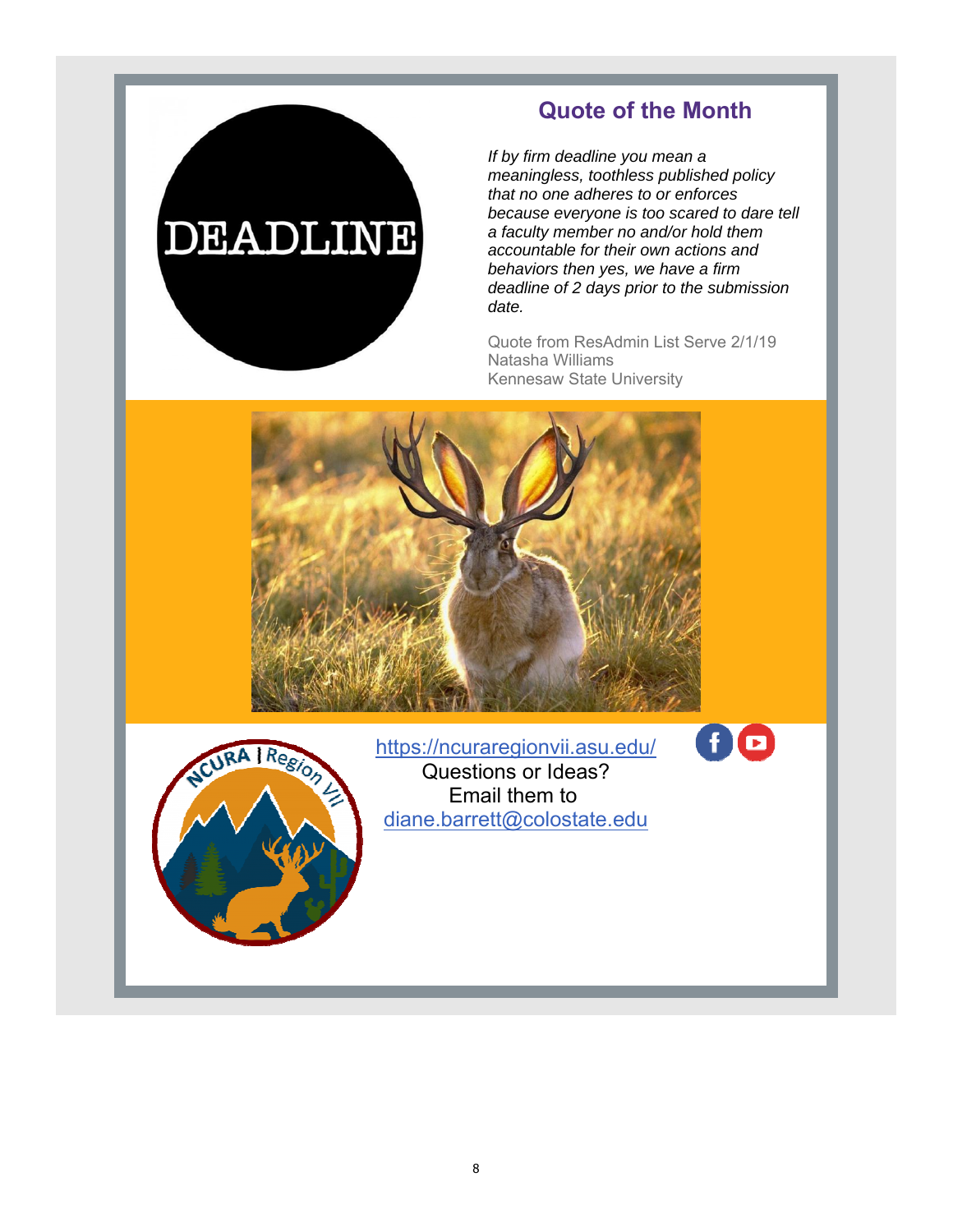## Quote of the Month

*If by firm deadline you mean a meaningless, toothless published policy that no one adheres to or enforces because everyone is too scared to dare tell a faculty member no and/or hold them accountable for their own actions and behaviors then yes, we have a firm deadline of 2 days prior to the submission date.*

Quote from ResAdmin List Serve 2/1/19
Natasha Williams
Kennesaw State University

https://ncuraregionvii.asu.edu/

Questions or Ideas?
Email them to
diane.barrett@colostate.edu